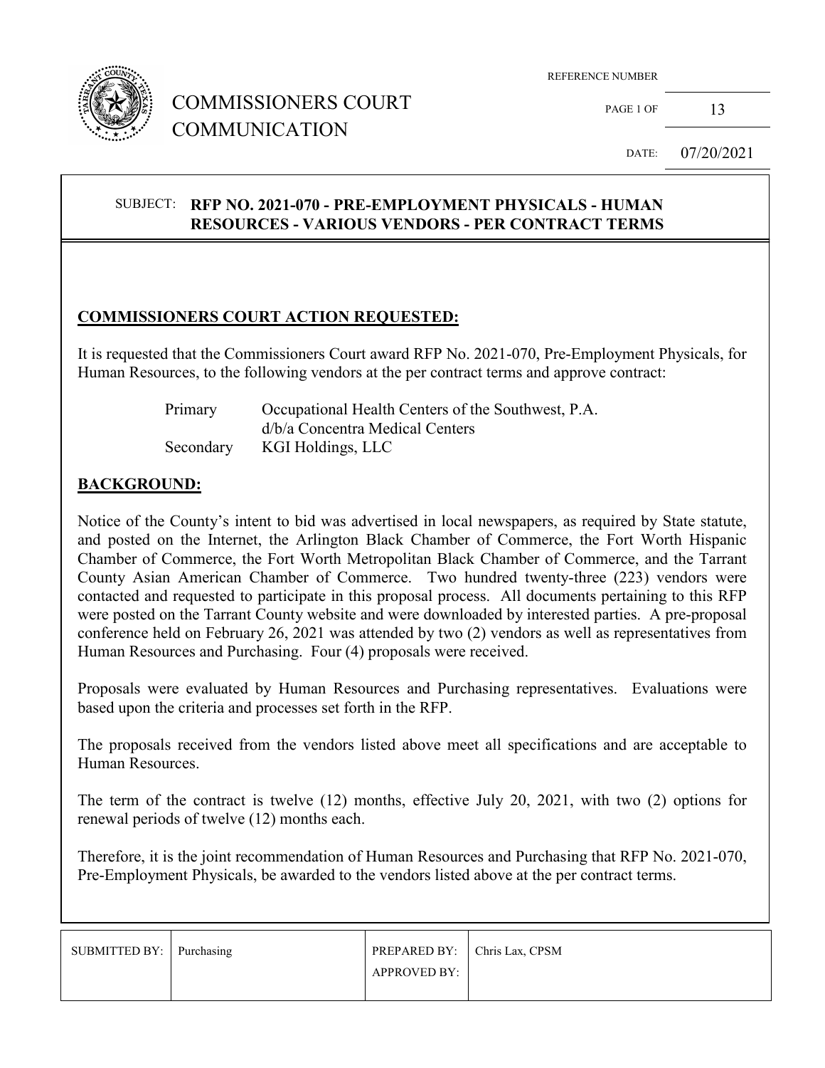# COMMISSIONERS COURT COMMUNICATION

REFERENCE NUMBER

DATE: 07/20/2021

SUBJECT: **RFP NO. 2021-070 - PRE-EMPLOYMENT PHYSICALS - HUMAN RESOURCES - VARIOUS VENDORS - PER CONTRACT TERMS**

## COMMISSIONERS COURT ACTION REQUESTED:

It is requested that the Commissioners Court award RFP No. 2021-070, Pre-Employment Physicals, for Human Resources, to the following vendors at the per contract terms and approve contract:

| | |
|---|---|
| Primary | Occupational Health Centers of the Southwest, P.A. d/b/a Concentra Medical Centers |
| Secondary | KGI Holdings, LLC |

## BACKGROUND:

Notice of the County's intent to bid was advertised in local newspapers, as required by State statute, and posted on the Internet, the Arlington Black Chamber of Commerce, the Fort Worth Hispanic Chamber of Commerce, the Fort Worth Metropolitan Black Chamber of Commerce, and the Tarrant County Asian American Chamber of Commerce. Two hundred twenty-three (223) vendors were contacted and requested to participate in this proposal process. All documents pertaining to this RFP were posted on the Tarrant County website and were downloaded by interested parties. A pre-proposal conference held on February 26, 2021 was attended by two (2) vendors as well as representatives from Human Resources and Purchasing. Four (4) proposals were received.

Proposals were evaluated by Human Resources and Purchasing representatives. Evaluations were based upon the criteria and processes set forth in the RFP.

The proposals received from the vendors listed above meet all specifications and are acceptable to Human Resources.

The term of the contract is twelve (12) months, effective July 20, 2021, with two (2) options for renewal periods of twelve (12) months each.

Therefore, it is the joint recommendation of Human Resources and Purchasing that RFP No. 2021-070, Pre-Employment Physicals, be awarded to the vendors listed above at the per contract terms.

| | | | |
|---|---|---|---|
| SUBMITTED BY: | Purchasing | PREPARED BY: | Chris Lax, CPSM |
| | | APPROVED BY: | |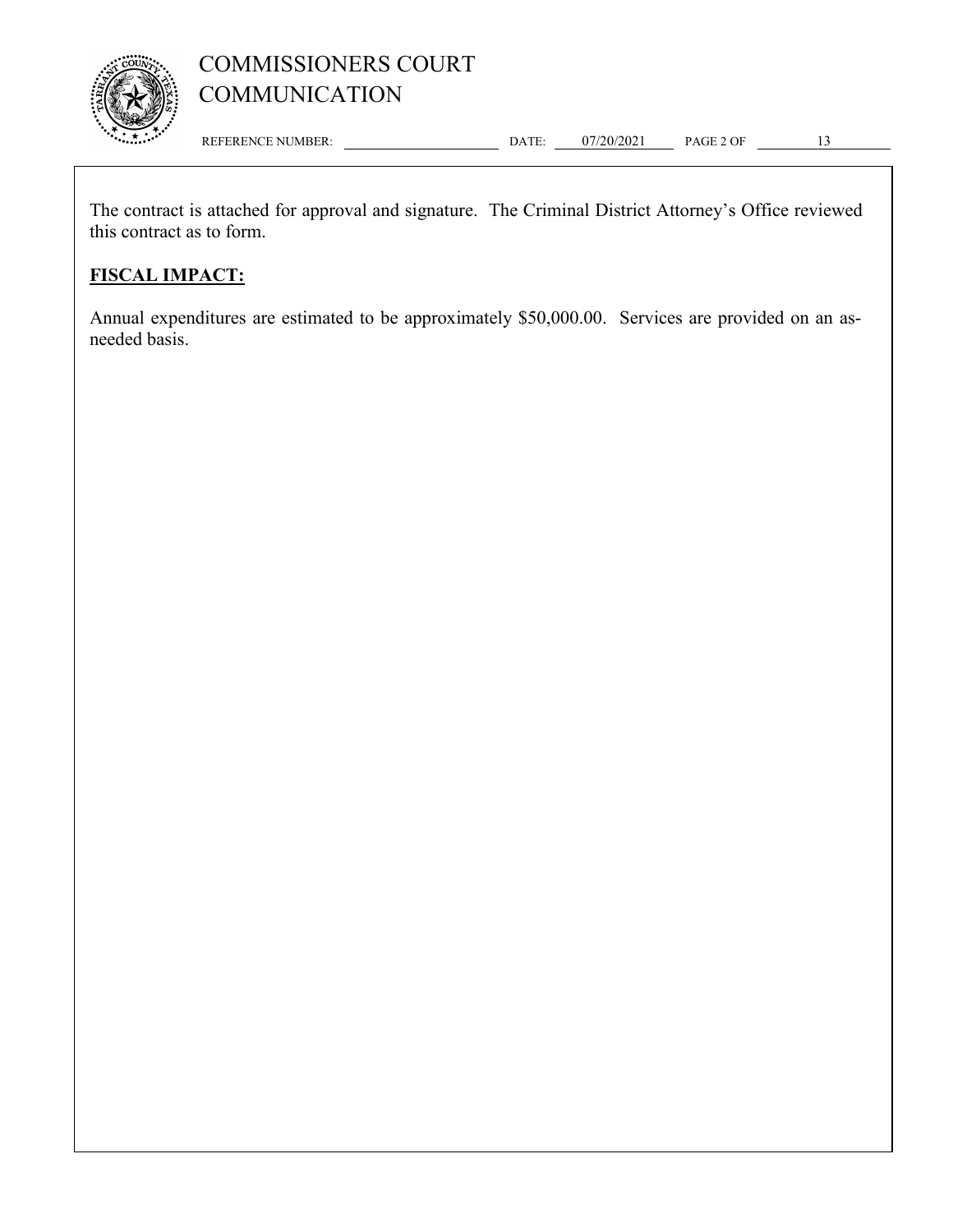The contract is attached for approval and signature. The Criminal District Attorney's Office reviewed this contract as to form.

**FISCAL IMPACT:**

Annual expenditures are estimated to be approximately $50,000.00. Services are provided on an as-needed basis.